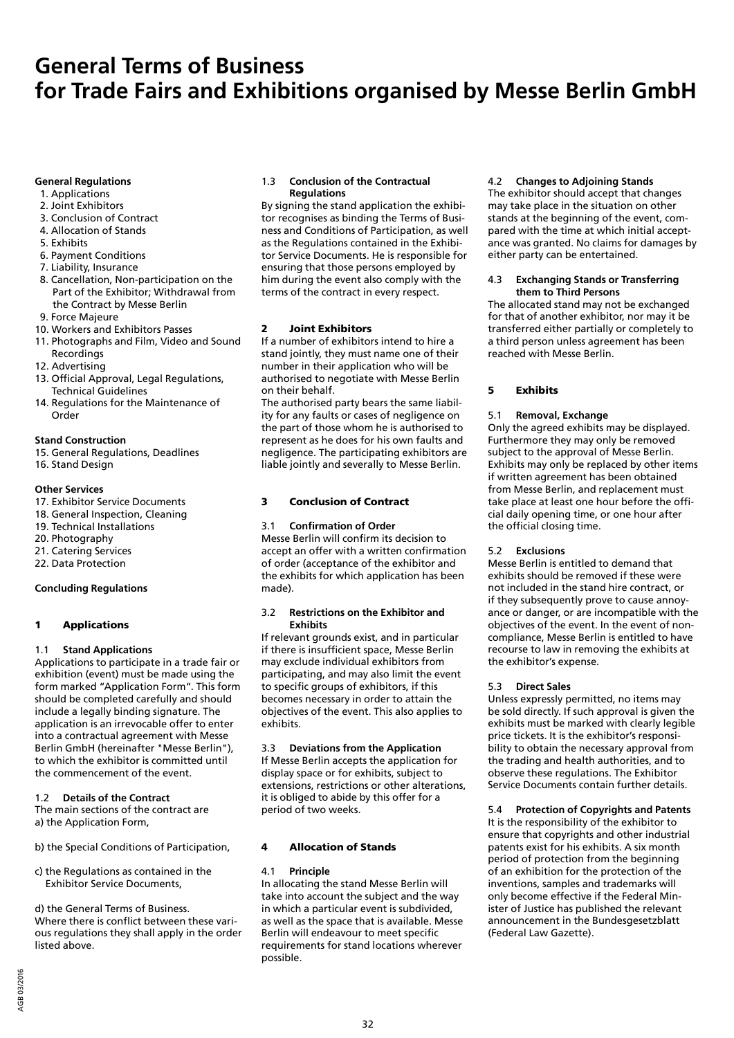# General Terms of Business for Trade Fairs and Exhibitions organised by Messe Berlin GmbH

**General Regulations**

1. Applications
2. Joint Exhibitors
3. Conclusion of Contract
4. Allocation of Stands
5. Exhibits
6. Payment Conditions
7. Liability, Insurance
8. Cancellation, Non-participation on the Part of the Exhibitor; Withdrawal from the Contract by Messe Berlin
9. Force Majeure
10. Workers and Exhibitors Passes
11. Photographs and Film, Video and Sound Recordings
12. Advertising
13. Official Approval, Legal Regulations, Technical Guidelines
14. Regulations for the Maintenance of Order

**Stand Construction**

15. General Regulations, Deadlines
16. Stand Design

**Other Services**

17. Exhibitor Service Documents
18. General Inspection, Cleaning
19. Technical Installations
20. Photography
21. Catering Services
22. Data Protection

**Concluding Regulations**

## 1 Applications

### 1.1 Stand Applications

Applications to participate in a trade fair or exhibition (event) must be made using the form marked "Application Form". This form should be completed carefully and should include a legally binding signature. The application is an irrevocable offer to enter into a contractual agreement with Messe Berlin GmbH (hereinafter "Messe Berlin"), to which the exhibitor is committed until the commencement of the event.

### 1.2 Details of the Contract

The main sections of the contract are
a) the Application Form,

b) the Special Conditions of Participation,

c) the Regulations as contained in the Exhibitor Service Documents,

d) the General Terms of Business.
Where there is conflict between these various regulations they shall apply in the order listed above.

### 1.3 Conclusion of the Contractual Regulations

By signing the stand application the exhibitor recognises as binding the Terms of Business and Conditions of Participation, as well as the Regulations contained in the Exhibitor Service Documents. He is responsible for ensuring that those persons employed by him during the event also comply with the terms of the contract in every respect.

## 2 Joint Exhibitors

If a number of exhibitors intend to hire a stand jointly, they must name one of their number in their application who will be authorised to negotiate with Messe Berlin on their behalf.
The authorised party bears the same liability for any faults or cases of negligence on the part of those whom he is authorised to represent as he does for his own faults and negligence. The participating exhibitors are liable jointly and severally to Messe Berlin.

## 3 Conclusion of Contract

### 3.1 Confirmation of Order

Messe Berlin will confirm its decision to accept an offer with a written confirmation of order (acceptance of the exhibitor and the exhibits for which application has been made).

### 3.2 Restrictions on the Exhibitor and Exhibits

If relevant grounds exist, and in particular if there is insufficient space, Messe Berlin may exclude individual exhibitors from participating, and may also limit the event to specific groups of exhibitors, if this becomes necessary in order to attain the objectives of the event. This also applies to exhibits.

### 3.3 Deviations from the Application

If Messe Berlin accepts the application for display space or for exhibits, subject to extensions, restrictions or other alterations, it is obliged to abide by this offer for a period of two weeks.

## 4 Allocation of Stands

### 4.1 Principle

In allocating the stand Messe Berlin will take into account the subject and the way in which a particular event is subdivided, as well as the space that is available. Messe Berlin will endeavour to meet specific requirements for stand locations wherever possible.

### 4.2 Changes to Adjoining Stands

The exhibitor should accept that changes may take place in the situation on other stands at the beginning of the event, compared with the time at which initial acceptance was granted. No claims for damages by either party can be entertained.

### 4.3 Exchanging Stands or Transferring them to Third Persons

The allocated stand may not be exchanged for that of another exhibitor, nor may it be transferred either partially or completely to a third person unless agreement has been reached with Messe Berlin.

## 5 Exhibits

### 5.1 Removal, Exchange

Only the agreed exhibits may be displayed. Furthermore they may only be removed subject to the approval of Messe Berlin. Exhibits may only be replaced by other items if written agreement has been obtained from Messe Berlin, and replacement must take place at least one hour before the official daily opening time, or one hour after the official closing time.

### 5.2 Exclusions

Messe Berlin is entitled to demand that exhibits should be removed if these were not included in the stand hire contract, or if they subsequently prove to cause annoyance or danger, or are incompatible with the objectives of the event. In the event of non-compliance, Messe Berlin is entitled to have recourse to law in removing the exhibits at the exhibitor's expense.

### 5.3 Direct Sales

Unless expressly permitted, no items may be sold directly. If such approval is given the exhibits must be marked with clearly legible price tickets. It is the exhibitor's responsibility to obtain the necessary approval from the trading and health authorities, and to observe these regulations. The Exhibitor Service Documents contain further details.

### 5.4 Protection of Copyrights and Patents

It is the responsibility of the exhibitor to ensure that copyrights and other industrial patents exist for his exhibits. A six month period of protection from the beginning of an exhibition for the protection of the inventions, samples and trademarks will only become effective if the Federal Minister of Justice has published the relevant announcement in the Bundesgesetzblatt (Federal Law Gazette).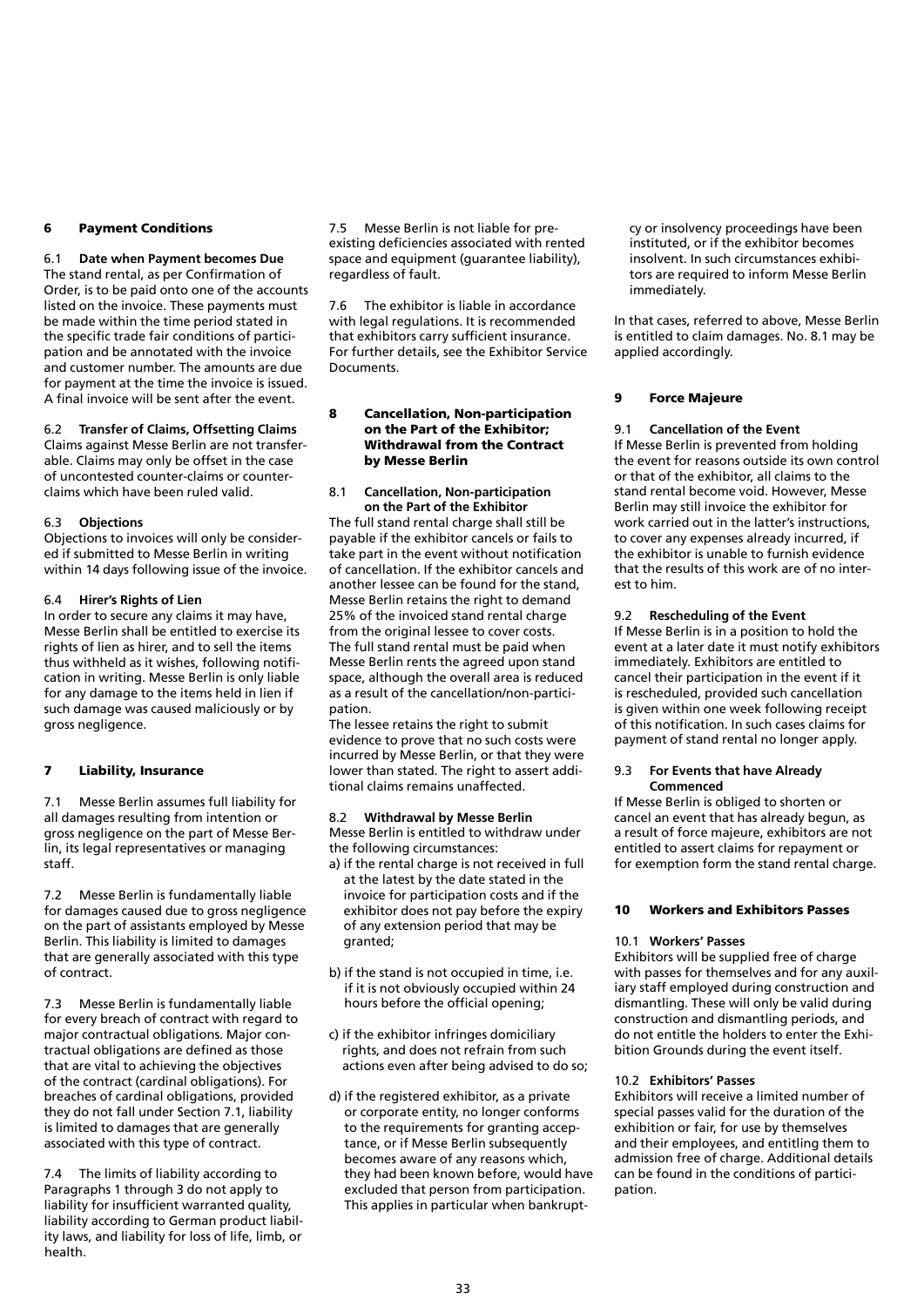## 6 Payment Conditions

### 6.1 Date when Payment becomes Due

The stand rental, as per Confirmation of Order, is to be paid onto one of the accounts listed on the invoice. These payments must be made within the time period stated in the specific trade fair conditions of participation and be annotated with the invoice and customer number. The amounts are due for payment at the time the invoice is issued. A final invoice will be sent after the event.

### 6.2 Transfer of Claims, Offsetting Claims

Claims against Messe Berlin are not transferable. Claims may only be offset in the case of uncontested counter-claims or counter-claims which have been ruled valid.

### 6.3 Objections

Objections to invoices will only be considered if submitted to Messe Berlin in writing within 14 days following issue of the invoice.

### 6.4 Hirer's Rights of Lien

In order to secure any claims it may have, Messe Berlin shall be entitled to exercise its rights of lien as hirer, and to sell the items thus withheld as it wishes, following notification in writing. Messe Berlin is only liable for any damage to the items held in lien if such damage was caused maliciously or by gross negligence.

## 7 Liability, Insurance

7.1 Messe Berlin assumes full liability for all damages resulting from intention or gross negligence on the part of Messe Berlin, its legal representatives or managing staff.

7.2 Messe Berlin is fundamentally liable for damages caused due to gross negligence on the part of assistants employed by Messe Berlin. This liability is limited to damages that are generally associated with this type of contract.

7.3 Messe Berlin is fundamentally liable for every breach of contract with regard to major contractual obligations. Major contractual obligations are defined as those that are vital to achieving the objectives of the contract (cardinal obligations). For breaches of cardinal obligations, provided they do not fall under Section 7.1, liability is limited to damages that are generally associated with this type of contract.

7.4 The limits of liability according to Paragraphs 1 through 3 do not apply to liability for insufficient warranted quality, liability according to German product liability laws, and liability for loss of life, limb, or health.

7.5 Messe Berlin is not liable for pre-existing deficiencies associated with rented space and equipment (guarantee liability), regardless of fault.

7.6 The exhibitor is liable in accordance with legal regulations. It is recommended that exhibitors carry sufficient insurance. For further details, see the Exhibitor Service Documents.

## 8 Cancellation, Non-participation on the Part of the Exhibitor; Withdrawal from the Contract by Messe Berlin

### 8.1 Cancellation, Non-participation on the Part of the Exhibitor

The full stand rental charge shall still be payable if the exhibitor cancels or fails to take part in the event without notification of cancellation. If the exhibitor cancels and another lessee can be found for the stand, Messe Berlin retains the right to demand 25% of the invoiced stand rental charge from the original lessee to cover costs. The full stand rental must be paid when Messe Berlin rents the agreed upon stand space, although the overall area is reduced as a result of the cancellation/non-participation.

The lessee retains the right to submit evidence to prove that no such costs were incurred by Messe Berlin, or that they were lower than stated. The right to assert additional claims remains unaffected.

### 8.2 Withdrawal by Messe Berlin

Messe Berlin is entitled to withdraw under the following circumstances:

a) if the rental charge is not received in full at the latest by the date stated in the invoice for participation costs and if the exhibitor does not pay before the expiry of any extension period that may be granted;

b) if the stand is not occupied in time, i.e. if it is not obviously occupied within 24 hours before the official opening;

c) if the exhibitor infringes domiciliary rights, and does not refrain from such actions even after being advised to do so;

d) if the registered exhibitor, as a private or corporate entity, no longer conforms to the requirements for granting acceptance, or if Messe Berlin subsequently becomes aware of any reasons which, they had been known before, would have excluded that person from participation. This applies in particular when bankruptcy or insolvency proceedings have been instituted, or if the exhibitor becomes insolvent. In such circumstances exhibitors are required to inform Messe Berlin immediately.

In that cases, referred to above, Messe Berlin is entitled to claim damages. No. 8.1 may be applied accordingly.

## 9 Force Majeure

### 9.1 Cancellation of the Event

If Messe Berlin is prevented from holding the event for reasons outside its own control or that of the exhibitor, all claims to the stand rental become void. However, Messe Berlin may still invoice the exhibitor for work carried out in the latter's instructions, to cover any expenses already incurred, if the exhibitor is unable to furnish evidence that the results of this work are of no interest to him.

### 9.2 Rescheduling of the Event

If Messe Berlin is in a position to hold the event at a later date it must notify exhibitors immediately. Exhibitors are entitled to cancel their participation in the event if it is rescheduled, provided such cancellation is given within one week following receipt of this notification. In such cases claims for payment of stand rental no longer apply.

### 9.3 For Events that have Already Commenced

If Messe Berlin is obliged to shorten or cancel an event that has already begun, as a result of force majeure, exhibitors are not entitled to assert claims for repayment or for exemption form the stand rental charge.

## 10 Workers and Exhibitors Passes

### 10.1 Workers' Passes

Exhibitors will be supplied free of charge with passes for themselves and for any auxiliary staff employed during construction and dismantling. These will only be valid during construction and dismantling periods, and do not entitle the holders to enter the Exhibition Grounds during the event itself.

### 10.2 Exhibitors' Passes

Exhibitors will receive a limited number of special passes valid for the duration of the exhibition or fair, for use by themselves and their employees, and entitling them to admission free of charge. Additional details can be found in the conditions of participation.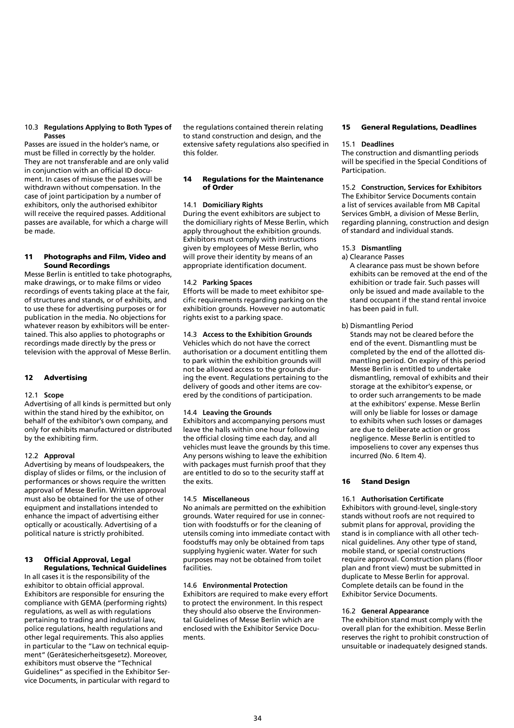### 10.3 Regulations Applying to Both Types of Passes

Passes are issued in the holder's name, or must be filled in correctly by the holder. They are not transferable and are only valid in conjunction with an official ID document. In cases of misuse the passes will be withdrawn without compensation. In the case of joint participation by a number of exhibitors, only the authorised exhibitor will receive the required passes. Additional passes are available, for which a charge will be made.

## 11 Photographs and Film, Video and Sound Recordings

Messe Berlin is entitled to take photographs, make drawings, or to make films or video recordings of events taking place at the fair, of structures and stands, or of exhibits, and to use these for advertising purposes or for publication in the media. No objections for whatever reason by exhibitors will be entertained. This also applies to photographs or recordings made directly by the press or television with the approval of Messe Berlin.

## 12 Advertising

### 12.1 Scope

Advertising of all kinds is permitted but only within the stand hired by the exhibitor, on behalf of the exhibitor's own company, and only for exhibits manufactured or distributed by the exhibiting firm.

### 12.2 Approval

Advertising by means of loudspeakers, the display of slides or films, or the inclusion of performances or shows require the written approval of Messe Berlin. Written approval must also be obtained for the use of other equipment and installations intended to enhance the impact of advertising either optically or acoustically. Advertising of a political nature is strictly prohibited.

## 13 Official Approval, Legal Regulations, Technical Guidelines

In all cases it is the responsibility of the exhibitor to obtain official approval. Exhibitors are responsible for ensuring the compliance with GEMA (performing rights) regulations, as well as with regulations pertaining to trading and industrial law, police regulations, health regulations and other legal requirements. This also applies in particular to the "Law on technical equipment" (Gerätesicherheitsgesetz). Moreover, exhibitors must observe the "Technical Guidelines" as specified in the Exhibitor Service Documents, in particular with regard to the regulations contained therein relating to stand construction and design, and the extensive safety regulations also specified in this folder.

## 14 Regulations for the Maintenance of Order

### 14.1 Domiciliary Rights

During the event exhibitors are subject to the domiciliary rights of Messe Berlin, which apply throughout the exhibition grounds. Exhibitors must comply with instructions given by employees of Messe Berlin, who will prove their identity by means of an appropriate identification document.

### 14.2 Parking Spaces

Efforts will be made to meet exhibitor specific requirements regarding parking on the exhibition grounds. However no automatic rights exist to a parking space.

### 14.3 Access to the Exhibition Grounds

Vehicles which do not have the correct authorisation or a document entitling them to park within the exhibition grounds will not be allowed access to the grounds during the event. Regulations pertaining to the delivery of goods and other items are covered by the conditions of participation.

### 14.4 Leaving the Grounds

Exhibitors and accompanying persons must leave the halls within one hour following the official closing time each day, and all vehicles must leave the grounds by this time. Any persons wishing to leave the exhibition with packages must furnish proof that they are entitled to do so to the security staff at the exits.

### 14.5 Miscellaneous

No animals are permitted on the exhibition grounds. Water required for use in connection with foodstuffs or for the cleaning of utensils coming into immediate contact with foodstuffs may only be obtained from taps supplying hygienic water. Water for such purposes may not be obtained from toilet facilities.

### 14.6 Environmental Protection

Exhibitors are required to make every effort to protect the environment. In this respect they should also observe the Environmental Guidelines of Messe Berlin which are enclosed with the Exhibitor Service Documents.

## 15 General Regulations, Deadlines

### 15.1 Deadlines

The construction and dismantling periods will be specified in the Special Conditions of Participation.

### 15.2 Construction, Services for Exhibitors

The Exhibitor Service Documents contain a list of services available from MB Capital Services GmbH, a division of Messe Berlin, regarding planning, construction and design of standard and individual stands.

### 15.3 Dismantling

a) Clearance Passes

A clearance pass must be shown before exhibits can be removed at the end of the exhibition or trade fair. Such passes will only be issued and made available to the stand occupant if the stand rental invoice has been paid in full.

b) Dismantling Period

Stands may not be cleared before the end of the event. Dismantling must be completed by the end of the allotted dismantling period. On expiry of this period Messe Berlin is entitled to undertake dismantling, removal of exhibits and their storage at the exhibitor's expense, or to order such arrangements to be made at the exhibitors' expense. Messe Berlin will only be liable for losses or damage to exhibits when such losses or damages are due to deliberate action or gross negligence. Messe Berlin is entitled to imposeliens to cover any expenses thus incurred (No. 6 Item 4).

## 16 Stand Design

### 16.1 Authorisation Certificate

Exhibitors with ground-level, single-story stands without roofs are not required to submit plans for approval, providing the stand is in compliance with all other technical guidelines. Any other type of stand, mobile stand, or special constructions require approval. Construction plans (floor plan and front view) must be submitted in duplicate to Messe Berlin for approval. Complete details can be found in the Exhibitor Service Documents.

### 16.2 General Appearance

The exhibition stand must comply with the overall plan for the exhibition. Messe Berlin reserves the right to prohibit construction of unsuitable or inadequately designed stands.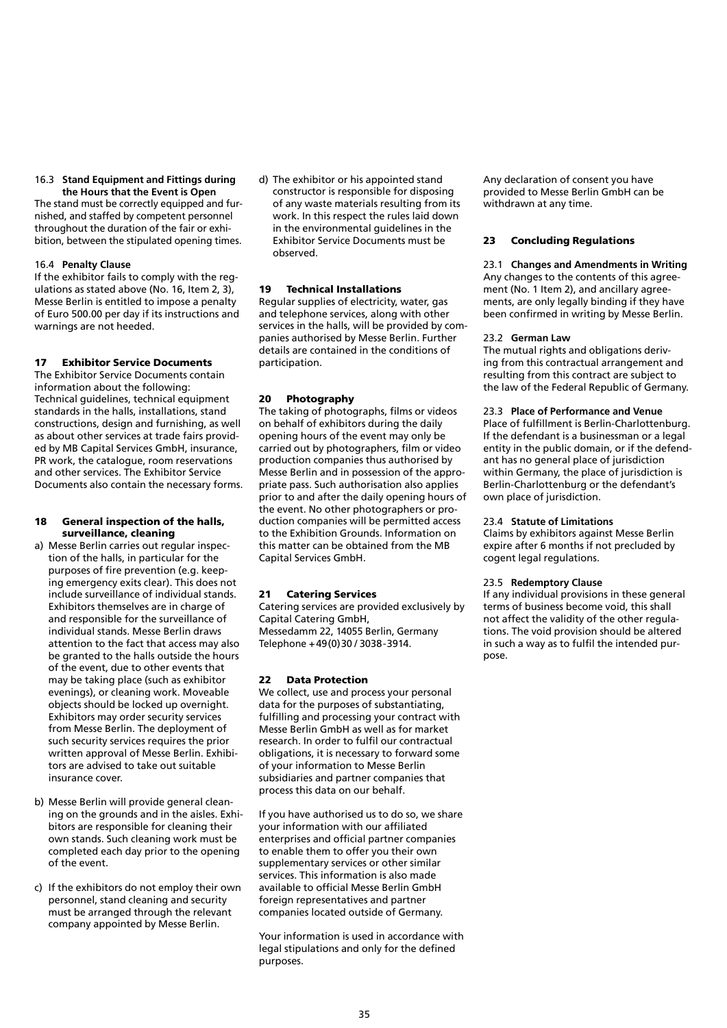### 16.3 Stand Equipment and Fittings during the Hours that the Event is Open

The stand must be correctly equipped and furnished, and staffed by competent personnel throughout the duration of the fair or exhibition, between the stipulated opening times.

### 16.4 Penalty Clause

If the exhibitor fails to comply with the regulations as stated above (No. 16, Item 2, 3), Messe Berlin is entitled to impose a penalty of Euro 500.00 per day if its instructions and warnings are not heeded.

## 17 Exhibitor Service Documents

The Exhibitor Service Documents contain information about the following: Technical guidelines, technical equipment standards in the halls, installations, stand constructions, design and furnishing, as well as about other services at trade fairs provided by MB Capital Services GmbH, insurance, PR work, the catalogue, room reservations and other services. The Exhibitor Service Documents also contain the necessary forms.

## 18 General inspection of the halls, surveillance, cleaning

a) Messe Berlin carries out regular inspection of the halls, in particular for the purposes of fire prevention (e.g. keeping emergency exits clear). This does not include surveillance of individual stands. Exhibitors themselves are in charge of and responsible for the surveillance of individual stands. Messe Berlin draws attention to the fact that access may also be granted to the halls outside the hours of the event, due to other events that may be taking place (such as exhibitor evenings), or cleaning work. Moveable objects should be locked up overnight. Exhibitors may order security services from Messe Berlin. The deployment of such security services requires the prior written approval of Messe Berlin. Exhibitors are advised to take out suitable insurance cover.

b) Messe Berlin will provide general cleaning on the grounds and in the aisles. Exhibitors are responsible for cleaning their own stands. Such cleaning work must be completed each day prior to the opening of the event.

c) If the exhibitors do not employ their own personnel, stand cleaning and security must be arranged through the relevant company appointed by Messe Berlin.

d) The exhibitor or his appointed stand constructor is responsible for disposing of any waste materials resulting from its work. In this respect the rules laid down in the environmental guidelines in the Exhibitor Service Documents must be observed.

## 19 Technical Installations

Regular supplies of electricity, water, gas and telephone services, along with other services in the halls, will be provided by companies authorised by Messe Berlin. Further details are contained in the conditions of participation.

## 20 Photography

The taking of photographs, films or videos on behalf of exhibitors during the daily opening hours of the event may only be carried out by photographers, film or video production companies thus authorised by Messe Berlin and in possession of the appropriate pass. Such authorisation also applies prior to and after the daily opening hours of the event. No other photographers or production companies will be permitted access to the Exhibition Grounds. Information on this matter can be obtained from the MB Capital Services GmbH.

## 21 Catering Services

Catering services are provided exclusively by Capital Catering GmbH,
Messedamm 22, 14055 Berlin, Germany
Telephone +49(0)30 / 3038-3914.

## 22 Data Protection

We collect, use and process your personal data for the purposes of substantiating, fulfilling and processing your contract with Messe Berlin GmbH as well as for market research. In order to fulfil our contractual obligations, it is necessary to forward some of your information to Messe Berlin subsidiaries and partner companies that process this data on our behalf.

If you have authorised us to do so, we share your information with our affiliated enterprises and official partner companies to enable them to offer you their own supplementary services or other similar services. This information is also made available to official Messe Berlin GmbH foreign representatives and partner companies located outside of Germany.

Your information is used in accordance with legal stipulations and only for the defined purposes.

Any declaration of consent you have provided to Messe Berlin GmbH can be withdrawn at any time.

## 23 Concluding Regulations

### 23.1 Changes and Amendments in Writing

Any changes to the contents of this agreement (No. 1 Item 2), and ancillary agreements, are only legally binding if they have been confirmed in writing by Messe Berlin.

### 23.2 German Law

The mutual rights and obligations deriving from this contractual arrangement and resulting from this contract are subject to the law of the Federal Republic of Germany.

### 23.3 Place of Performance and Venue

Place of fulfillment is Berlin-Charlottenburg. If the defendant is a businessman or a legal entity in the public domain, or if the defendant has no general place of jurisdiction within Germany, the place of jurisdiction is Berlin-Charlottenburg or the defendant's own place of jurisdiction.

### 23.4 Statute of Limitations

Claims by exhibitors against Messe Berlin expire after 6 months if not precluded by cogent legal regulations.

### 23.5 Redemptory Clause

If any individual provisions in these general terms of business become void, this shall not affect the validity of the other regulations. The void provision should be altered in such a way as to fulfil the intended purpose.